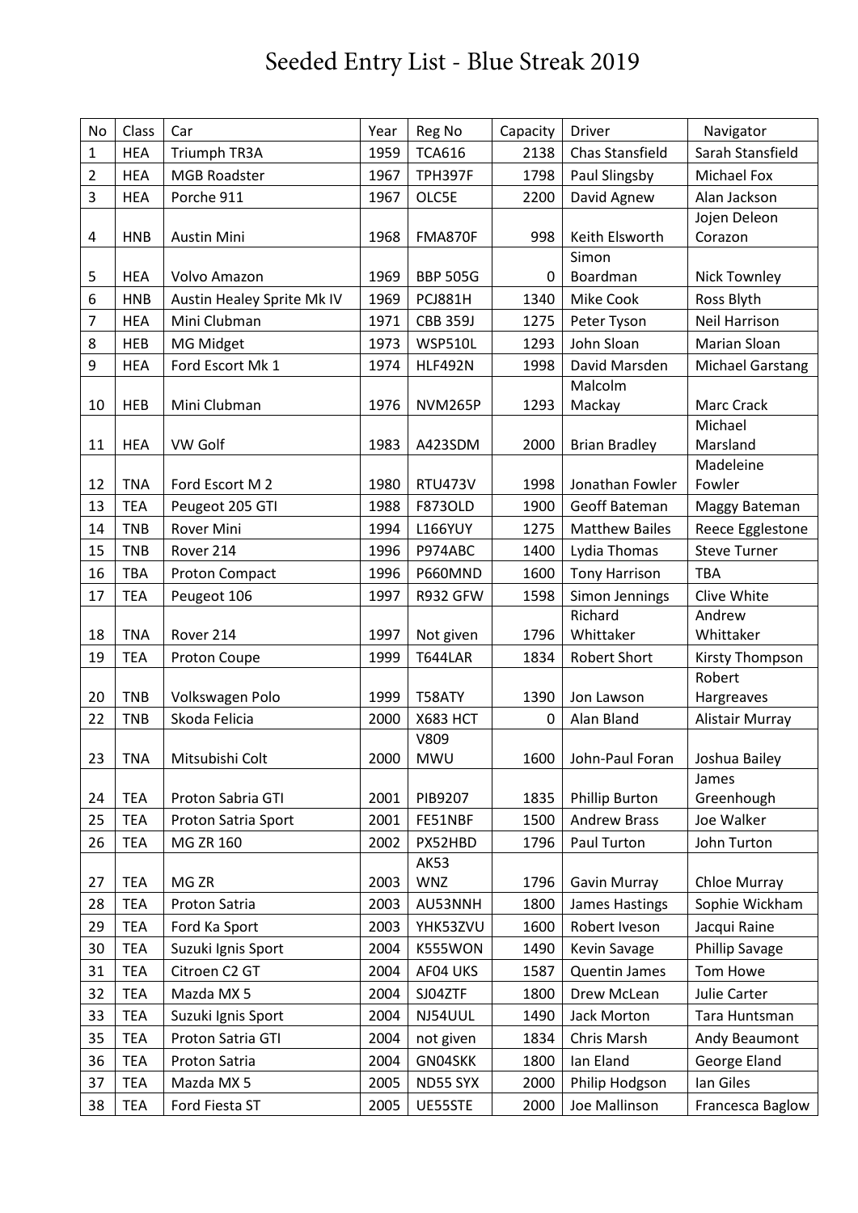# Seeded Entry List - Blue Streak 2019

| No | Class | Car | Year | Reg No | Capacity | Driver | Navigator |
|---|---|---|---|---|---|---|---|
| 1 | HEA | Triumph TR3A | 1959 | TCA616 | 2138 | Chas Stansfield | Sarah Stansfield |
| 2 | HEA | MGB Roadster | 1967 | TPH397F | 1798 | Paul Slingsby | Michael Fox |
| 3 | HEA | Porche 911 | 1967 | OLC5E | 2200 | David Agnew | Alan Jackson |
| 4 | HNB | Austin Mini | 1968 | FMA870F | 998 | Keith Elsworth | Jojen Deleon Corazon |
| 5 | HEA | Volvo Amazon | 1969 | BBP 505G | 0 | Simon Boardman | Nick Townley |
| 6 | HNB | Austin Healey Sprite Mk IV | 1969 | PCJ881H | 1340 | Mike Cook | Ross Blyth |
| 7 | HEA | Mini Clubman | 1971 | CBB 359J | 1275 | Peter Tyson | Neil Harrison |
| 8 | HEB | MG Midget | 1973 | WSP510L | 1293 | John Sloan | Marian Sloan |
| 9 | HEA | Ford Escort Mk 1 | 1974 | HLF492N | 1998 | David Marsden | Michael Garstang |
| 10 | HEB | Mini Clubman | 1976 | NVM265P | 1293 | Malcolm Mackay | Marc Crack |
| 11 | HEA | VW Golf | 1983 | A423SDM | 2000 | Brian Bradley | Michael Marsland |
| 12 | TNA | Ford Escort M 2 | 1980 | RTU473V | 1998 | Jonathan Fowler | Madeleine Fowler |
| 13 | TEA | Peugeot 205 GTI | 1988 | F873OLD | 1900 | Geoff Bateman | Maggy Bateman |
| 14 | TNB | Rover Mini | 1994 | L166YUY | 1275 | Matthew Bailes | Reece Egglestone |
| 15 | TNB | Rover 214 | 1996 | P974ABC | 1400 | Lydia Thomas | Steve Turner |
| 16 | TBA | Proton Compact | 1996 | P660MND | 1600 | Tony Harrison | TBA |
| 17 | TEA | Peugeot 106 | 1997 | R932 GFW | 1598 | Simon Jennings | Clive White |
| 18 | TNA | Rover 214 | 1997 | Not given | 1796 | Richard Whittaker | Andrew Whittaker |
| 19 | TEA | Proton Coupe | 1999 | T644LAR | 1834 | Robert Short | Kirsty Thompson |
| 20 | TNB | Volkswagen Polo | 1999 | T58ATY | 1390 | Jon Lawson | Robert Hargreaves |
| 22 | TNB | Skoda Felicia | 2000 | X683 HCT | 0 | Alan Bland | Alistair Murray |
| 23 | TNA | Mitsubishi Colt | 2000 | V809 MWU | 1600 | John-Paul Foran | Joshua Bailey |
| 24 | TEA | Proton Sabria GTI | 2001 | PIB9207 | 1835 | Phillip Burton | James Greenhough |
| 25 | TEA | Proton Satria Sport | 2001 | FE51NBF | 1500 | Andrew Brass | Joe Walker |
| 26 | TEA | MG ZR 160 | 2002 | PX52HBD | 1796 | Paul Turton | John Turton |
| 27 | TEA | MG ZR | 2003 | AK53 WNZ | 1796 | Gavin Murray | Chloe Murray |
| 28 | TEA | Proton Satria | 2003 | AU53NNH | 1800 | James Hastings | Sophie Wickham |
| 29 | TEA | Ford Ka Sport | 2003 | YHK53ZVU | 1600 | Robert Iveson | Jacqui Raine |
| 30 | TEA | Suzuki Ignis Sport | 2004 | K555WON | 1490 | Kevin Savage | Phillip Savage |
| 31 | TEA | Citroen C2 GT | 2004 | AF04 UKS | 1587 | Quentin James | Tom Howe |
| 32 | TEA | Mazda MX 5 | 2004 | SJ04ZTF | 1800 | Drew McLean | Julie Carter |
| 33 | TEA | Suzuki Ignis Sport | 2004 | NJ54UUL | 1490 | Jack Morton | Tara Huntsman |
| 35 | TEA | Proton Satria GTI | 2004 | not given | 1834 | Chris Marsh | Andy Beaumont |
| 36 | TEA | Proton Satria | 2004 | GN04SKK | 1800 | Ian Eland | George Eland |
| 37 | TEA | Mazda MX 5 | 2005 | ND55 SYX | 2000 | Philip Hodgson | Ian Giles |
| 38 | TEA | Ford Fiesta ST | 2005 | UE55STE | 2000 | Joe Mallinson | Francesca Baglow |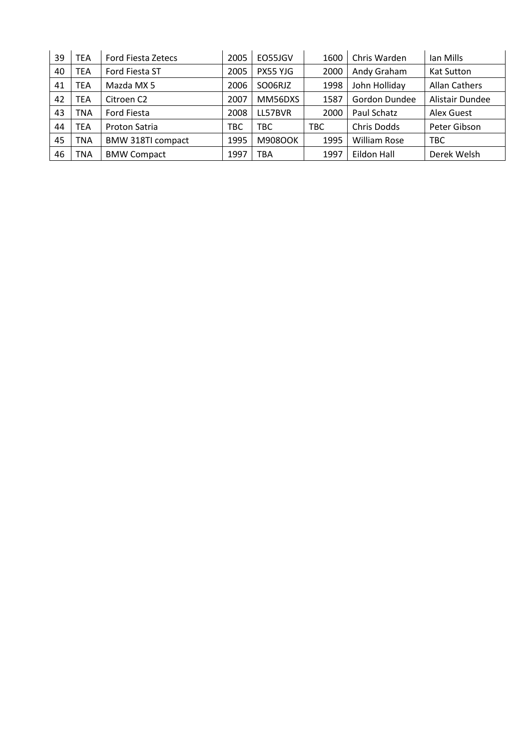| | | | | | | | |
|---|---|---|---|---|---|---|---|
| 39 | TEA | Ford Fiesta Zetecs | 2005 | EO55JGV | 1600 | Chris Warden | Ian Mills |
| 40 | TEA | Ford Fiesta ST | 2005 | PX55 YJG | 2000 | Andy Graham | Kat Sutton |
| 41 | TEA | Mazda MX 5 | 2006 | SO06RJZ | 1998 | John Holliday | Allan Cathers |
| 42 | TEA | Citroen C2 | 2007 | MM56DXS | 1587 | Gordon Dundee | Alistair Dundee |
| 43 | TNA | Ford Fiesta | 2008 | LL57BVR | 2000 | Paul Schatz | Alex Guest |
| 44 | TEA | Proton Satria | TBC | TBC | TBC | Chris Dodds | Peter Gibson |
| 45 | TNA | BMW 318TI compact | 1995 | M908OOK | 1995 | William Rose | TBC |
| 46 | TNA | BMW Compact | 1997 | TBA | 1997 | Eildon Hall | Derek Welsh |